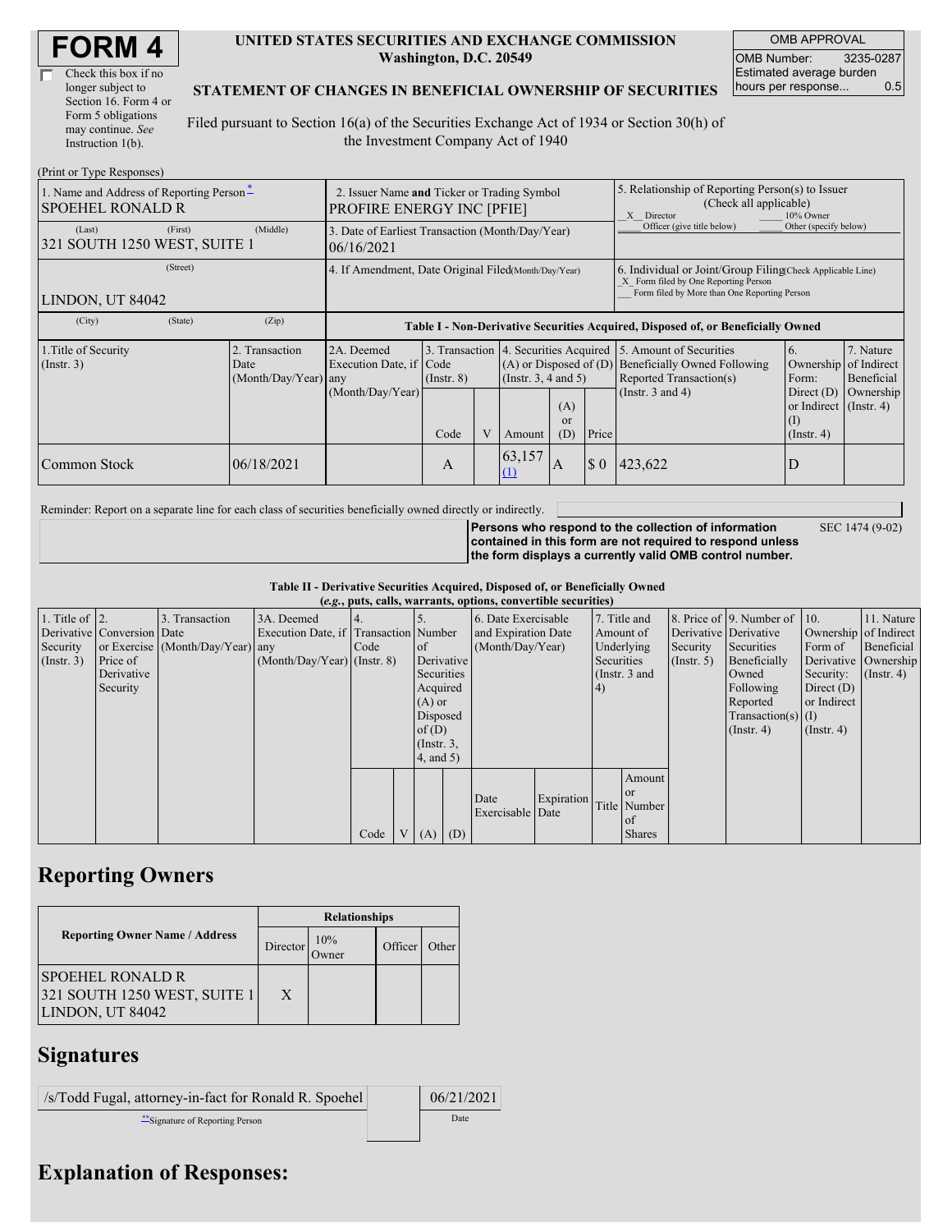# FORM 4

☐ Check this box if no longer subject to Section 16. Form 4 or Form 5 obligations may continue. *See* Instruction 1(b).

**UNITED STATES SECURITIES AND EXCHANGE COMMISSION**
**Washington, D.C. 20549**

**STATEMENT OF CHANGES IN BENEFICIAL OWNERSHIP OF SECURITIES**

Filed pursuant to Section 16(a) of the Securities Exchange Act of 1934 or Section 30(h) of the Investment Company Act of 1940

| OMB APPROVAL | |
|---|---|
| OMB Number: | 3235-0287 |
| Estimated average burden hours per response... | 0.5 |

(Print or Type Responses)

| | | |
|---|---|---|
| 1. Name and Address of Reporting Person* SPOEHEL RONALD R | 2. Issuer Name **and** Ticker or Trading Symbol PROFIRE ENERGY INC [PFIE] | 5. Relationship of Reporting Person(s) to Issuer (Check all applicable) _X_ Director ___ 10% Owner ___ Officer (give title below) ___ Other (specify below) |
| (Last) (First) (Middle) 321 SOUTH 1250 WEST, SUITE 1 | 3. Date of Earliest Transaction (Month/Day/Year) 06/16/2021 | |
| (Street) LINDON, UT 84042 | 4. If Amendment, Date Original Filed(Month/Day/Year) | 6. Individual or Joint/Group Filing(Check Applicable Line) _X_ Form filed by One Reporting Person ___ Form filed by More than One Reporting Person |
| (City) (State) (Zip) | | |

**Table I - Non-Derivative Securities Acquired, Disposed of, or Beneficially Owned**

| 1.Title of Security (Instr. 3) | 2. Transaction Date (Month/Day/Year) | 2A. Deemed Execution Date, if any (Month/Day/Year) | 3. Transaction Code (Instr. 8) | | 4. Securities Acquired (A) or Disposed of (D) (Instr. 3, 4 and 5) | | | 5. Amount of Securities Beneficially Owned Following Reported Transaction(s) (Instr. 3 and 4) | 6. Ownership Form: Direct (D) or Indirect (I) (Instr. 4) | 7. Nature of Indirect Beneficial Ownership (Instr. 4) |
|---|---|---|---|---|---|---|---|---|---|---|
| | | | Code | V | Amount | (A) or (D) | Price | | | |
| Common Stock | 06/18/2021 | | A | | 63,157 (1) | A | $ 0 | 423,622 | D | |

Reminder: Report on a separate line for each class of securities beneficially owned directly or indirectly.

**Persons who respond to the collection of information contained in this form are not required to respond unless the form displays a currently valid OMB control number.** SEC 1474 (9-02)

**Table II - Derivative Securities Acquired, Disposed of, or Beneficially Owned**
**(*e.g.*, puts, calls, warrants, options, convertible securities)**

| 1. Title of Derivative Security (Instr. 3) | 2. Conversion or Exercise Price of Derivative Security | 3. Transaction Date (Month/Day/Year) | 3A. Deemed Execution Date, if any (Month/Day/Year) | 4. Transaction Code (Instr. 8) | | 5. Number of Derivative Securities Acquired (A) or Disposed of (D) (Instr. 3, 4, and 5) | | 6. Date Exercisable and Expiration Date (Month/Day/Year) | | 7. Title and Amount of Underlying Securities (Instr. 3 and 4) | | 8. Price of Derivative Security (Instr. 5) | 9. Number of Derivative Securities Beneficially Owned Following Reported Transaction(s) (Instr. 4) | 10. Ownership Form of Derivative Security: Direct (D) or Indirect (I) (Instr. 4) | 11. Nature of Indirect Beneficial Ownership (Instr. 4) |
|---|---|---|---|---|---|---|---|---|---|---|---|---|---|---|---|
| | | | | Code | V | (A) | (D) | Date Exercisable | Expiration Date | Title | Amount or Number of Shares | | | | |

## Reporting Owners

| Reporting Owner Name / Address | Relationships | | | |
|---|---|---|---|---|
| | Director | 10% Owner | Officer | Other |
| SPOEHEL RONALD R 321 SOUTH 1250 WEST, SUITE 1 LINDON, UT 84042 | X | | | |

## Signatures

| | |
|---|---|
| /s/Todd Fugal, attorney-in-fact for Ronald R. Spoehel | 06/21/2021 |
| **Signature of Reporting Person | Date |

## Explanation of Responses: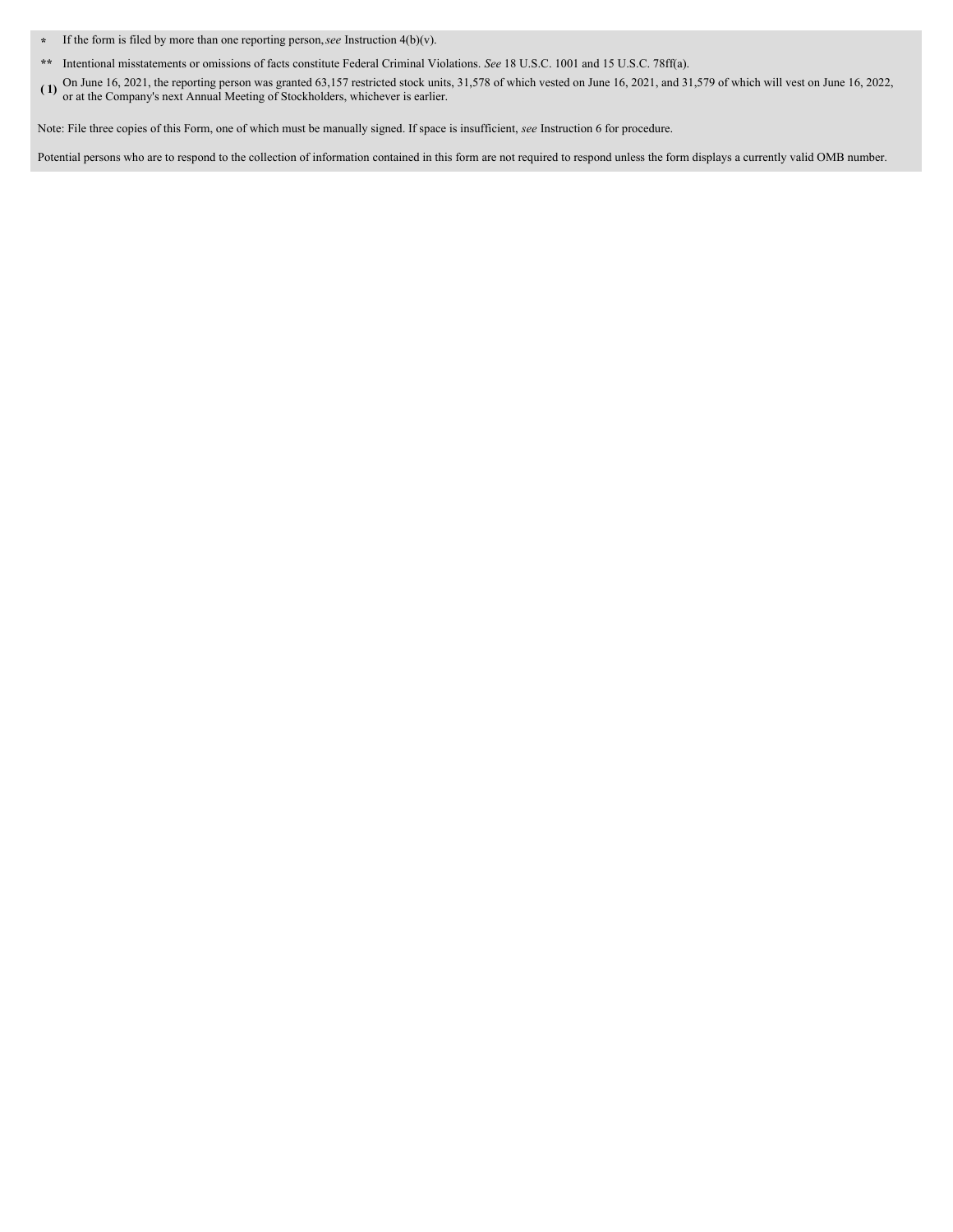\* If the form is filed by more than one reporting person, *see* Instruction 4(b)(v).

\*\* Intentional misstatements or omissions of facts constitute Federal Criminal Violations. *See* 18 U.S.C. 1001 and 15 U.S.C. 78ff(a).

(1) On June 16, 2021, the reporting person was granted 63,157 restricted stock units, 31,578 of which vested on June 16, 2021, and 31,579 of which will vest on June 16, 2022, or at the Company's next Annual Meeting of Stockholders, whichever is earlier.

Note: File three copies of this Form, one of which must be manually signed. If space is insufficient, *see* Instruction 6 for procedure.

Potential persons who are to respond to the collection of information contained in this form are not required to respond unless the form displays a currently valid OMB number.